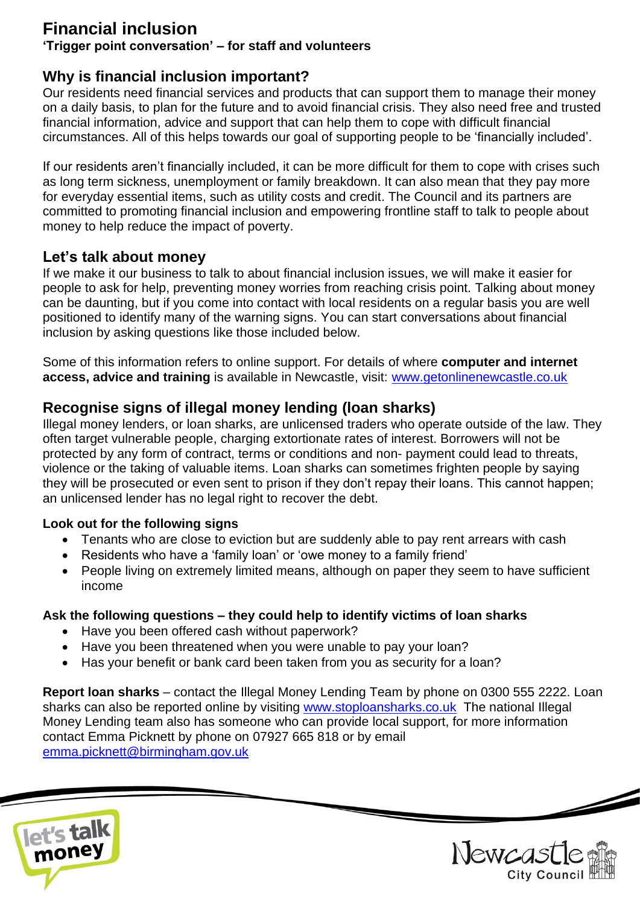# Financial inclusion

**'Trigger point conversation' – for staff and volunteers**

## Why is financial inclusion important?

Our residents need financial services and products that can support them to manage their money on a daily basis, to plan for the future and to avoid financial crisis. They also need free and trusted financial information, advice and support that can help them to cope with difficult financial circumstances. All of this helps towards our goal of supporting people to be 'financially included'.

If our residents aren't financially included, it can be more difficult for them to cope with crises such as long term sickness, unemployment or family breakdown. It can also mean that they pay more for everyday essential items, such as utility costs and credit. The Council and its partners are committed to promoting financial inclusion and empowering frontline staff to talk to people about money to help reduce the impact of poverty.

## Let's talk about money

If we make it our business to talk to about financial inclusion issues, we will make it easier for people to ask for help, preventing money worries from reaching crisis point. Talking about money can be daunting, but if you come into contact with local residents on a regular basis you are well positioned to identify many of the warning signs. You can start conversations about financial inclusion by asking questions like those included below.

Some of this information refers to online support. For details of where **computer and internet access, advice and training** is available in Newcastle, visit: [www.getonlinenewcastle.co.uk](http://www.getonlinenewcastle.co.uk)

## Recognise signs of illegal money lending (loan sharks)

Illegal money lenders, or loan sharks, are unlicensed traders who operate outside of the law. They often target vulnerable people, charging extortionate rates of interest. Borrowers will not be protected by any form of contract, terms or conditions and non- payment could lead to threats, violence or the taking of valuable items. Loan sharks can sometimes frighten people by saying they will be prosecuted or even sent to prison if they don't repay their loans. This cannot happen; an unlicensed lender has no legal right to recover the debt.

### Look out for the following signs

- Tenants who are close to eviction but are suddenly able to pay rent arrears with cash
- Residents who have a 'family loan' or 'owe money to a family friend'
- People living on extremely limited means, although on paper they seem to have sufficient income

### Ask the following questions – they could help to identify victims of loan sharks

- Have you been offered cash without paperwork?
- Have you been threatened when you were unable to pay your loan?
- Has your benefit or bank card been taken from you as security for a loan?

**Report loan sharks** – contact the Illegal Money Lending Team by phone on 0300 555 2222. Loan sharks can also be reported online by visiting [www.stoploansharks.co.uk](http://www.stoploansharks.co.uk) The national Illegal Money Lending team also has someone who can provide local support, for more information contact Emma Picknett by phone on 07927 665 818 or by email [emma.picknett@birmingham.gov.uk](mailto:emma.picknett@birmingham.gov.uk)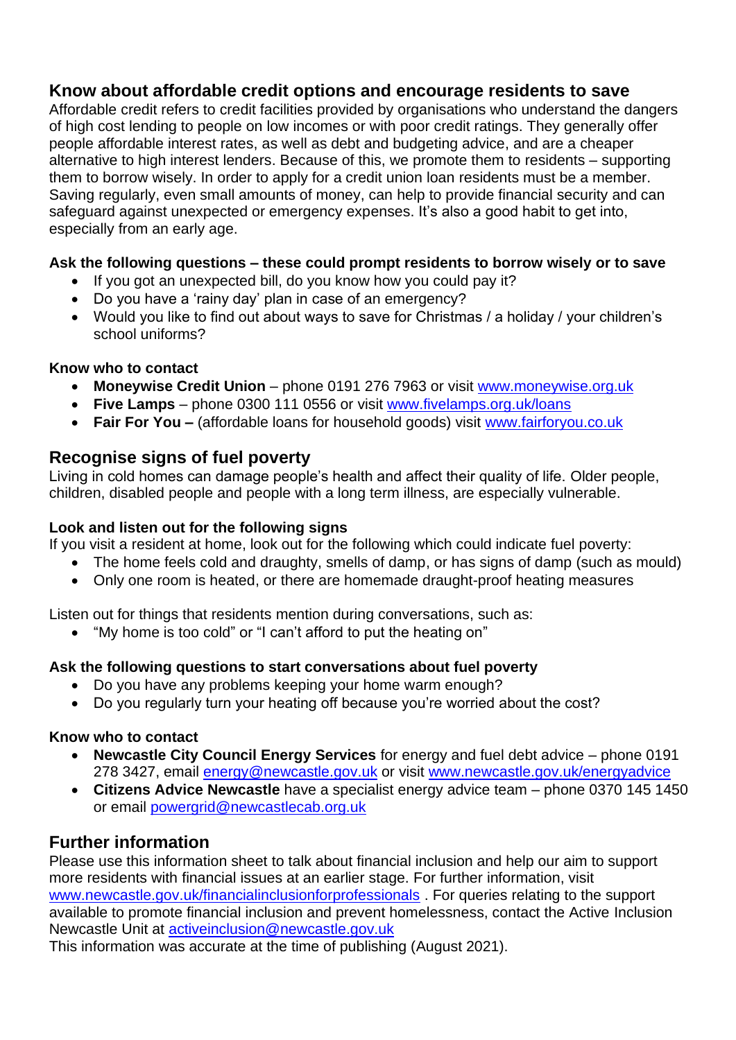## Know about affordable credit options and encourage residents to save

Affordable credit refers to credit facilities provided by organisations who understand the dangers of high cost lending to people on low incomes or with poor credit ratings. They generally offer people affordable interest rates, as well as debt and budgeting advice, and are a cheaper alternative to high interest lenders. Because of this, we promote them to residents – supporting them to borrow wisely. In order to apply for a credit union loan residents must be a member. Saving regularly, even small amounts of money, can help to provide financial security and can safeguard against unexpected or emergency expenses. It's also a good habit to get into, especially from an early age.

**Ask the following questions – these could prompt residents to borrow wisely or to save**

- If you got an unexpected bill, do you know how you could pay it?
- Do you have a 'rainy day' plan in case of an emergency?
- Would you like to find out about ways to save for Christmas / a holiday / your children's school uniforms?

**Know who to contact**

- **Moneywise Credit Union** – phone 0191 276 7963 or visit [www.moneywise.org.uk](www.moneywise.org.uk)
- **Five Lamps** – phone 0300 111 0556 or visit [www.fivelamps.org.uk/loans](www.fivelamps.org.uk/loans)
- **Fair For You –** (affordable loans for household goods) visit [www.fairforyou.co.uk](www.fairforyou.co.uk)

## Recognise signs of fuel poverty

Living in cold homes can damage people's health and affect their quality of life. Older people, children, disabled people and people with a long term illness, are especially vulnerable.

**Look and listen out for the following signs**

If you visit a resident at home, look out for the following which could indicate fuel poverty:

- The home feels cold and draughty, smells of damp, or has signs of damp (such as mould)
- Only one room is heated, or there are homemade draught-proof heating measures

Listen out for things that residents mention during conversations, such as:

- "My home is too cold" or "I can't afford to put the heating on"

**Ask the following questions to start conversations about fuel poverty**

- Do you have any problems keeping your home warm enough?
- Do you regularly turn your heating off because you're worried about the cost?

**Know who to contact**

- **Newcastle City Council Energy Services** for energy and fuel debt advice – phone 0191 278 3427, email [energy@newcastle.gov.uk](mailto:energy@newcastle.gov.uk) or visit [www.newcastle.gov.uk/energyadvice](www.newcastle.gov.uk/energyadvice)
- **Citizens Advice Newcastle** have a specialist energy advice team – phone 0370 145 1450 or email [powergrid@newcastlecab.org.uk](mailto:powergrid@newcastlecab.org.uk)

## Further information

Please use this information sheet to talk about financial inclusion and help our aim to support more residents with financial issues at an earlier stage. For further information, visit [www.newcastle.gov.uk/financialinclusionforprofessionals](www.newcastle.gov.uk/financialinclusionforprofessionals) . For queries relating to the support available to promote financial inclusion and prevent homelessness, contact the Active Inclusion Newcastle Unit at [activeinclusion@newcastle.gov.uk](mailto:activeinclusion@newcastle.gov.uk)

This information was accurate at the time of publishing (August 2021).